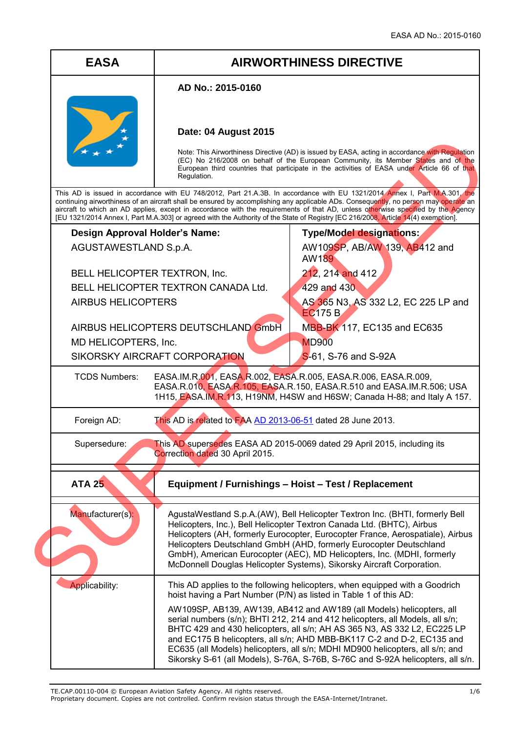# EASA AIRWORTHINESS DIRECTIVE

**AD No.: 2015-0160**

**Date: 04 August 2015**

Note: This Airworthiness Directive (AD) is issued by EASA, acting in accordance with Regulation (EC) No 216/2008 on behalf of the European Community, its Member States and of the European third countries that participate in the activities of EASA under Article 66 of that Regulation.

This AD is issued in accordance with EU 748/2012, Part 21.A.3B. In accordance with EU 1321/2014 Annex I, Part M.A.301, the continuing airworthiness of an aircraft shall be ensured by accomplishing any applicable ADs. Consequently, no person may operate an aircraft to which an AD applies, except in accordance with the requirements of that AD, unless otherwise specified by the Agency [EU 1321/2014 Annex I, Part M.A.303] or agreed with the Authority of the State of Registry [EC 216/2008, Article 14(4) exemption].

| **Design Approval Holder's Name:** | **Type/Model designations:** |
|---|---|
| AGUSTAWESTLAND S.p.A. | AW109SP, AB/AW 139, AB412 and AW189 |
| BELL HELICOPTER TEXTRON, Inc. | 212, 214 and 412 |
| BELL HELICOPTER TEXTRON CANADA Ltd. | 429 and 430 |
| AIRBUS HELICOPTERS | AS 365 N3, AS 332 L2, EC 225 LP and EC175 B |
| AIRBUS HELICOPTERS DEUTSCHLAND GmbH | MBB-BK 117, EC135 and EC635 |
| MD HELICOPTERS, Inc. | MD900 |
| SIKORSKY AIRCRAFT CORPORATION | S-61, S-76 and S-92A |

| | |
|---|---|
| TCDS Numbers: | EASA.IM.R.001, EASA.R.002, EASA.R.005, EASA.R.006, EASA.R.009, EASA.R.010, EASA.R.105, EASA.R.150, EASA.R.510 and EASA.IM.R.506; USA 1H15, EASA.IM.R.113, H19NM, H4SW and H6SW; Canada H-88; and Italy A 157. |
| Foreign AD: | This AD is related to FAA AD 2013-06-51 dated 28 June 2013. |
| Supersedure: | This AD supersedes EASA AD 2015-0069 dated 29 April 2015, including its Correction dated 30 April 2015. |

| **ATA 25** | **Equipment / Furnishings – Hoist – Test / Replacement** |
|---|---|
| Manufacturer(s): | AgustaWestland S.p.A.(AW), Bell Helicopter Textron Inc. (BHTI, formerly Bell Helicopters, Inc.), Bell Helicopter Textron Canada Ltd. (BHTC), Airbus Helicopters (AH, formerly Eurocopter, Eurocopter France, Aerospatiale), Airbus Helicopters Deutschland GmbH (AHD, formerly Eurocopter Deutschland GmbH), American Eurocopter (AEC), MD Helicopters, Inc. (MDHI, formerly McDonnell Douglas Helicopter Systems), Sikorsky Aircraft Corporation. |
| Applicability: | This AD applies to the following helicopters, when equipped with a Goodrich hoist having a Part Number (P/N) as listed in Table 1 of this AD:<br><br>AW109SP, AB139, AW139, AB412 and AW189 (all Models) helicopters, all serial numbers (s/n); BHTI 212, 214 and 412 helicopters, all Models, all s/n; BHTC 429 and 430 helicopters, all s/n; AH AS 365 N3, AS 332 L2, EC225 LP and EC175 B helicopters, all s/n; AHD MBB-BK117 C-2 and D-2, EC135 and EC635 (all Models) helicopters, all s/n; MDHI MD900 helicopters, all s/n; and Sikorsky S-61 (all Models), S-76A, S-76B, S-76C and S-92A helicopters, all s/n. |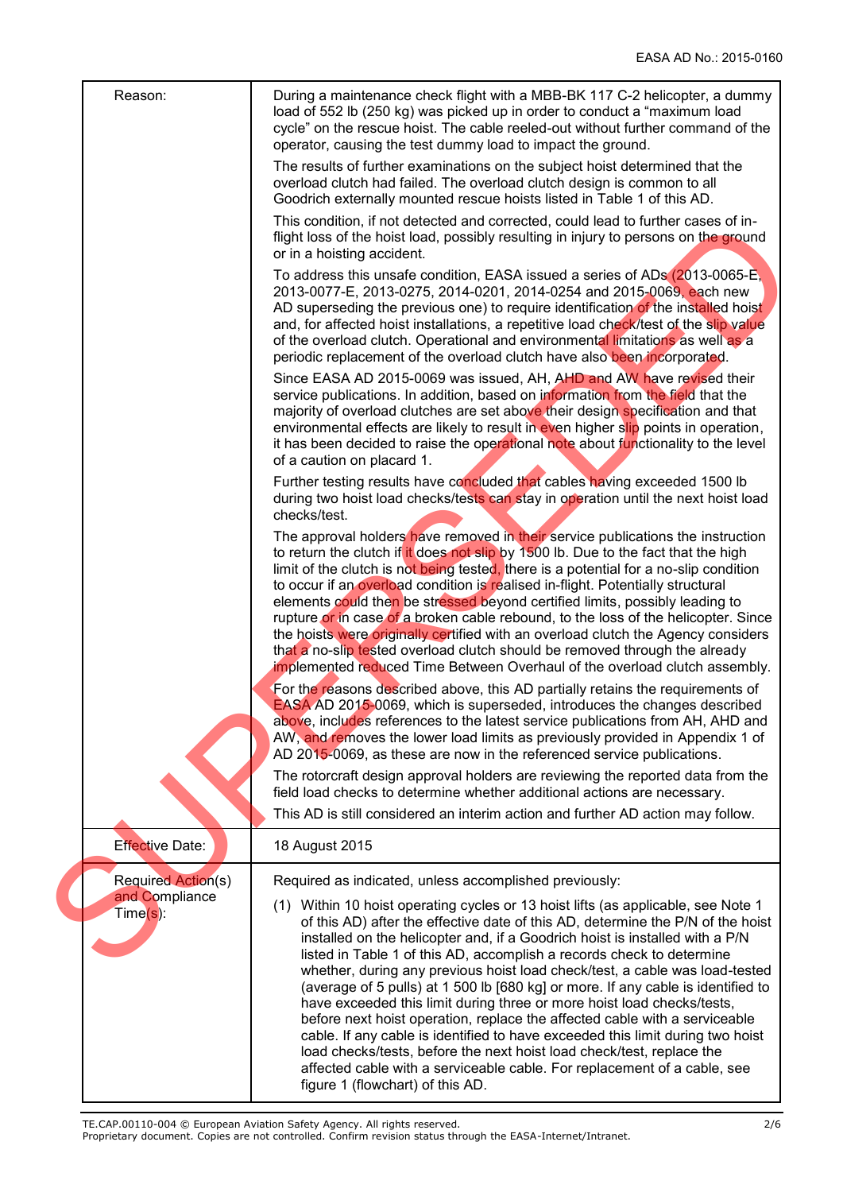| | |
|---|---|
| Reason: | During a maintenance check flight with a MBB-BK 117 C-2 helicopter, a dummy load of 552 lb (250 kg) was picked up in order to conduct a "maximum load cycle" on the rescue hoist. The cable reeled-out without further command of the operator, causing the test dummy load to impact the ground.<br><br>The results of further examinations on the subject hoist determined that the overload clutch had failed. The overload clutch design is common to all Goodrich externally mounted rescue hoists listed in Table 1 of this AD.<br><br>This condition, if not detected and corrected, could lead to further cases of in-flight loss of the hoist load, possibly resulting in injury to persons on the ground or in a hoisting accident.<br><br>To address this unsafe condition, EASA issued a series of ADs (2013-0065-E, 2013-0077-E, 2013-0275, 2014-0201, 2014-0254 and 2015-0069, each new AD superseding the previous one) to require identification of the installed hoist and, for affected hoist installations, a repetitive load check/test of the slip value of the overload clutch. Operational and environmental limitations as well as a periodic replacement of the overload clutch have also been incorporated.<br><br>Since EASA AD 2015-0069 was issued, AH, AHD and AW have revised their service publications. In addition, based on information from the field that the majority of overload clutches are set above their design specification and that environmental effects are likely to result in even higher slip points in operation, it has been decided to raise the operational note about functionality to the level of a caution on placard 1.<br><br>Further testing results have concluded that cables having exceeded 1500 lb during two hoist load checks/tests can stay in operation until the next hoist load checks/test.<br><br>The approval holders have removed in their service publications the instruction to return the clutch if it does not slip by 1500 lb. Due to the fact that the high limit of the clutch is not being tested, there is a potential for a no-slip condition to occur if an overload condition is realised in-flight. Potentially structural elements could then be stressed beyond certified limits, possibly leading to rupture or in case of a broken cable rebound, to the loss of the helicopter. Since the hoists were originally certified with an overload clutch the Agency considers that a no-slip tested overload clutch should be removed through the already implemented reduced Time Between Overhaul of the overload clutch assembly.<br><br>For the reasons described above, this AD partially retains the requirements of EASA AD 2015-0069, which is superseded, introduces the changes described above, includes references to the latest service publications from AH, AHD and AW, and removes the lower load limits as previously provided in Appendix 1 of AD 2015-0069, as these are now in the referenced service publications.<br><br>The rotorcraft design approval holders are reviewing the reported data from the field load checks to determine whether additional actions are necessary.<br><br>This AD is still considered an interim action and further AD action may follow. |
| Effective Date: | 18 August 2015 |
| Required Action(s) and Compliance Time(s): | Required as indicated, unless accomplished previously:<br><br>(1) Within 10 hoist operating cycles or 13 hoist lifts (as applicable, see Note 1 of this AD) after the effective date of this AD, determine the P/N of the hoist installed on the helicopter and, if a Goodrich hoist is installed with a P/N listed in Table 1 of this AD, accomplish a records check to determine whether, during any previous hoist load check/test, a cable was load-tested (average of 5 pulls) at 1 500 lb [680 kg] or more. If any cable is identified to have exceeded this limit during three or more hoist load checks/tests, before next hoist operation, replace the affected cable with a serviceable cable. If any cable is identified to have exceeded this limit during two hoist load checks/tests, before the next hoist load check/test, replace the affected cable with a serviceable cable. For replacement of a cable, see figure 1 (flowchart) of this AD. |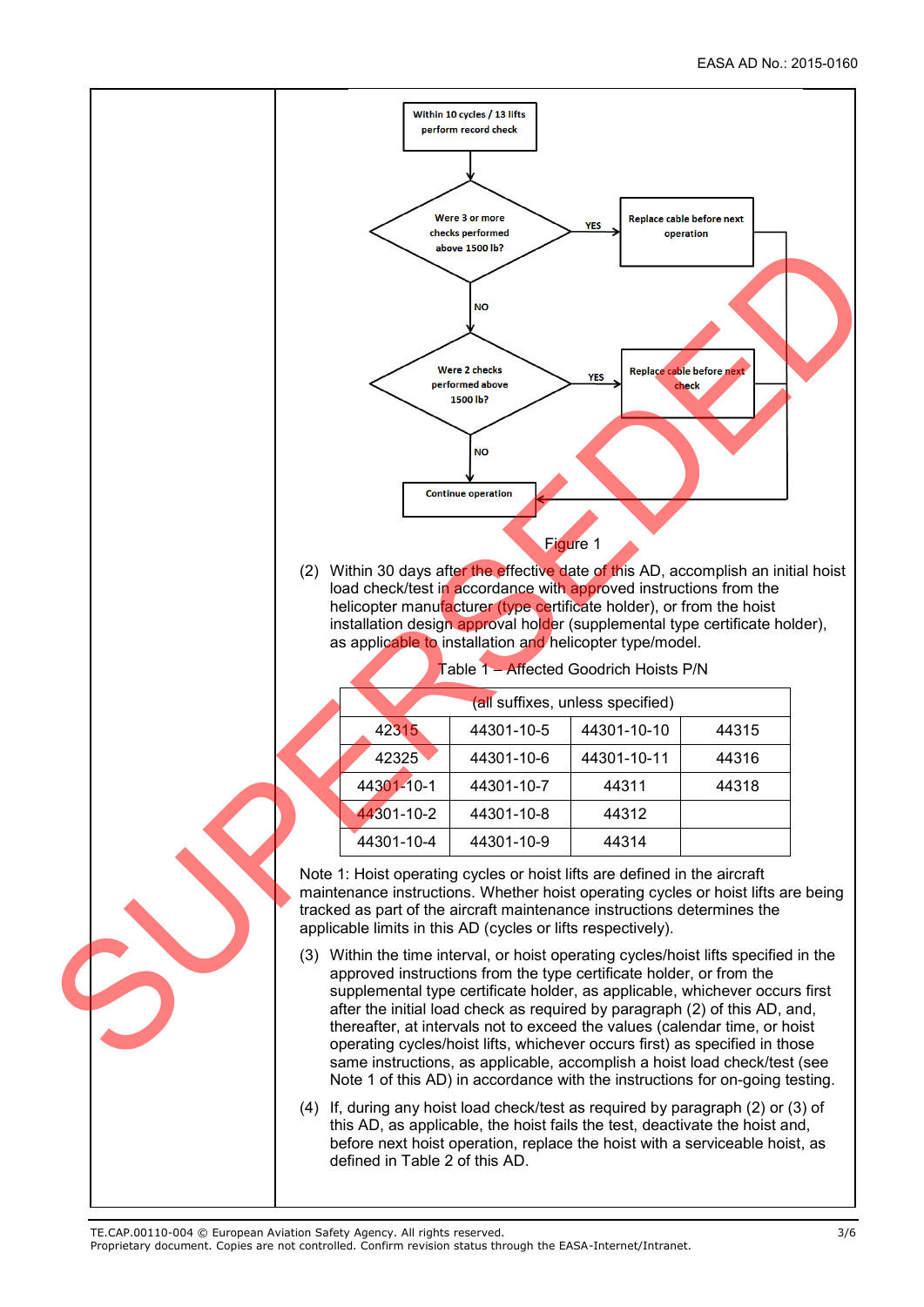Within 10 cycles / 13 lifts perform record check

Were 3 or more checks performed above 1500 lb?

YES

Replace cable before next operation

NO

Were 2 checks performed above 1500 lb?

YES

Replace cable before next check

NO

Continue operation

Figure 1

(2) Within 30 days after the effective date of this AD, accomplish an initial hoist load check/test in accordance with approved instructions from the helicopter manufacturer (type certificate holder), or from the hoist installation design approval holder (supplemental type certificate holder), as applicable to installation and helicopter type/model.

Table 1 – Affected Goodrich Hoists P/N

| (all suffixes, unless specified) | | | |
|---|---|---|---|
| 42315 | 44301-10-5 | 44301-10-10 | 44315 |
| 42325 | 44301-10-6 | 44301-10-11 | 44316 |
| 44301-10-1 | 44301-10-7 | 44311 | 44318 |
| 44301-10-2 | 44301-10-8 | 44312 | |
| 44301-10-4 | 44301-10-9 | 44314 | |

Note 1: Hoist operating cycles or hoist lifts are defined in the aircraft maintenance instructions. Whether hoist operating cycles or hoist lifts are being tracked as part of the aircraft maintenance instructions determines the applicable limits in this AD (cycles or lifts respectively).

(3) Within the time interval, or hoist operating cycles/hoist lifts specified in the approved instructions from the type certificate holder, or from the supplemental type certificate holder, as applicable, whichever occurs first after the initial load check as required by paragraph (2) of this AD, and, thereafter, at intervals not to exceed the values (calendar time, or hoist operating cycles/hoist lifts, whichever occurs first) as specified in those same instructions, as applicable, accomplish a hoist load check/test (see Note 1 of this AD) in accordance with the instructions for on-going testing.

(4) If, during any hoist load check/test as required by paragraph (2) or (3) of this AD, as applicable, the hoist fails the test, deactivate the hoist and, before next hoist operation, replace the hoist with a serviceable hoist, as defined in Table 2 of this AD.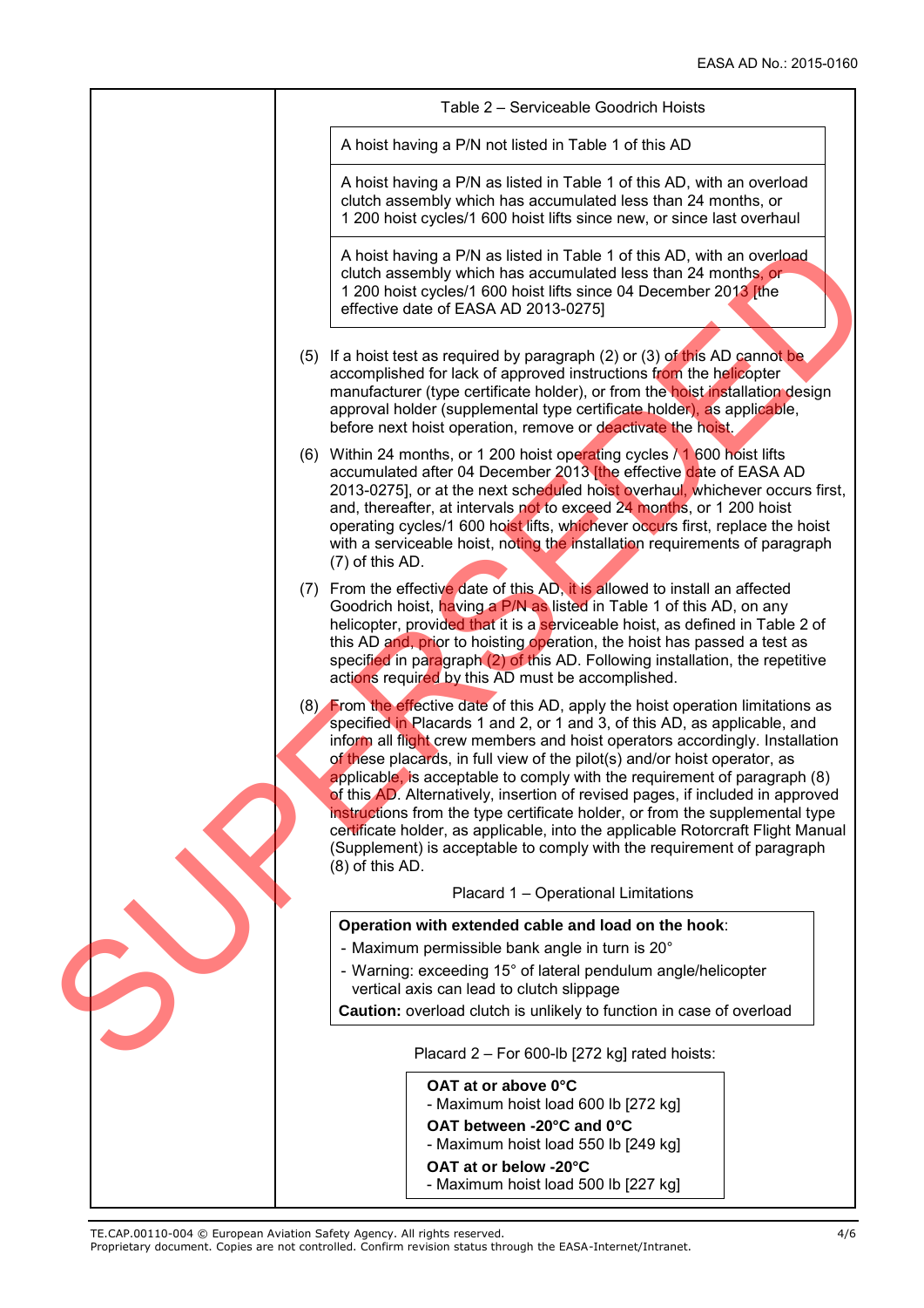Table 2 – Serviceable Goodrich Hoists

| |
|---|
| A hoist having a P/N not listed in Table 1 of this AD |
| A hoist having a P/N as listed in Table 1 of this AD, with an overload clutch assembly which has accumulated less than 24 months, or 1 200 hoist cycles/1 600 hoist lifts since new, or since last overhaul |
| A hoist having a P/N as listed in Table 1 of this AD, with an overload clutch assembly which has accumulated less than 24 months, or 1 200 hoist cycles/1 600 hoist lifts since 04 December 2013 [the effective date of EASA AD 2013-0275] |

(5) If a hoist test as required by paragraph (2) or (3) of this AD cannot be accomplished for lack of approved instructions from the helicopter manufacturer (type certificate holder), or from the hoist installation design approval holder (supplemental type certificate holder), as applicable, before next hoist operation, remove or deactivate the hoist.

(6) Within 24 months, or 1 200 hoist operating cycles / 1 600 hoist lifts accumulated after 04 December 2013 [the effective date of EASA AD 2013-0275], or at the next scheduled hoist overhaul, whichever occurs first, and, thereafter, at intervals not to exceed 24 months, or 1 200 hoist operating cycles/1 600 hoist lifts, whichever occurs first, replace the hoist with a serviceable hoist, noting the installation requirements of paragraph (7) of this AD.

(7) From the effective date of this AD, it is allowed to install an affected Goodrich hoist, having a P/N as listed in Table 1 of this AD, on any helicopter, provided that it is a serviceable hoist, as defined in Table 2 of this AD and, prior to hoisting operation, the hoist has passed a test as specified in paragraph (2) of this AD. Following installation, the repetitive actions required by this AD must be accomplished.

(8) From the effective date of this AD, apply the hoist operation limitations as specified in Placards 1 and 2, or 1 and 3, of this AD, as applicable, and inform all flight crew members and hoist operators accordingly. Installation of these placards, in full view of the pilot(s) and/or hoist operator, as applicable, is acceptable to comply with the requirement of paragraph (8) of this AD. Alternatively, insertion of revised pages, if included in approved instructions from the type certificate holder, or from the supplemental type certificate holder, as applicable, into the applicable Rotorcraft Flight Manual (Supplement) is acceptable to comply with the requirement of paragraph (8) of this AD.

Placard 1 – Operational Limitations

**Operation with extended cable and load on the hook**:

- Maximum permissible bank angle in turn is 20°
- Warning: exceeding 15° of lateral pendulum angle/helicopter vertical axis can lead to clutch slippage

**Caution:** overload clutch is unlikely to function in case of overload

Placard 2 – For 600-lb [272 kg] rated hoists:

**OAT at or above 0°C**
- Maximum hoist load 600 lb [272 kg]

**OAT between -20°C and 0°C**
- Maximum hoist load 550 lb [249 kg]

**OAT at or below -20°C**
- Maximum hoist load 500 lb [227 kg]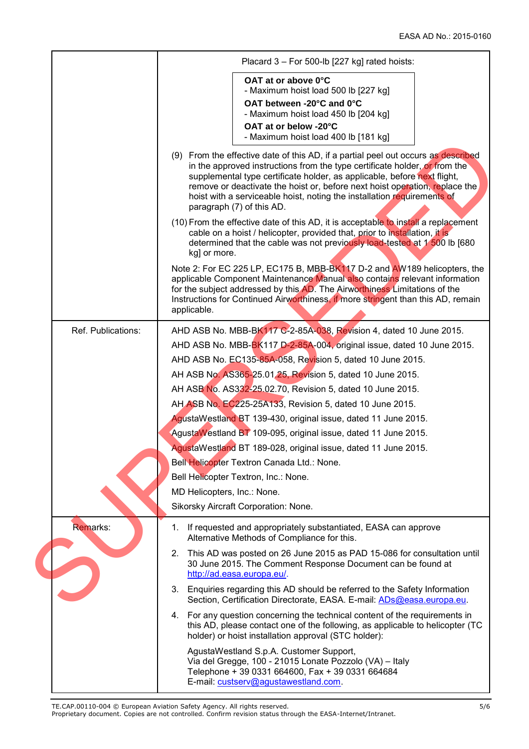| | |
|---|---|
| | Placard 3 – For 500-lb [227 kg] rated hoists:<br><br>**OAT at or above 0°C**<br>- Maximum hoist load 500 lb [227 kg]<br>**OAT between -20°C and 0°C**<br>- Maximum hoist load 450 lb [204 kg]<br>**OAT at or below -20°C**<br>- Maximum hoist load 400 lb [181 kg]<br><br>(9) From the effective date of this AD, if a partial peel out occurs as described in the approved instructions from the type certificate holder, or from the supplemental type certificate holder, as applicable, before next flight, remove or deactivate the hoist or, before next hoist operation, replace the hoist with a serviceable hoist, noting the installation requirements of paragraph (7) of this AD.<br><br>(10) From the effective date of this AD, it is acceptable to install a replacement cable on a hoist / helicopter, provided that, prior to installation, it is determined that the cable was not previously load-tested at 1 500 lb [680 kg] or more.<br><br>Note 2: For EC 225 LP, EC175 B, MBB-BK117 D-2 and AW189 helicopters, the applicable Component Maintenance Manual also contains relevant information for the subject addressed by this AD. The Airworthiness Limitations of the Instructions for Continued Airworthiness, if more stringent than this AD, remain applicable. |
| Ref. Publications: | AHD ASB No. MBB-BK117 C-2-85A-038, Revision 4, dated 10 June 2015.<br>AHD ASB No. MBB-BK117 D-2-85A-004, original issue, dated 10 June 2015.<br>AHD ASB No. EC135-85A-058, Revision 5, dated 10 June 2015.<br>AH ASB No. AS365-25.01.25, Revision 5, dated 10 June 2015.<br>AH ASB No. AS332-25.02.70, Revision 5, dated 10 June 2015.<br>AH ASB No. EC225-25A133, Revision 5, dated 10 June 2015.<br>AgustaWestland BT 139-430, original issue, dated 11 June 2015.<br>AgustaWestland BT 109-095, original issue, dated 11 June 2015.<br>AgustaWestland BT 189-028, original issue, dated 11 June 2015.<br>Bell Helicopter Textron Canada Ltd.: None.<br>Bell Helicopter Textron, Inc.: None.<br>MD Helicopters, Inc.: None.<br>Sikorsky Aircraft Corporation: None. |
| Remarks: | 1. If requested and appropriately substantiated, EASA can approve Alternative Methods of Compliance for this.<br><br>2. This AD was posted on 26 June 2015 as PAD 15-086 for consultation until 30 June 2015. The Comment Response Document can be found at http://ad.easa.europa.eu/.<br><br>3. Enquiries regarding this AD should be referred to the Safety Information Section, Certification Directorate, EASA. E-mail: ADs@easa.europa.eu.<br><br>4. For any question concerning the technical content of the requirements in this AD, please contact one of the following, as applicable to helicopter (TC holder) or hoist installation approval (STC holder):<br><br>AgustaWestland S.p.A. Customer Support,<br>Via del Gregge, 100 - 21015 Lonate Pozzolo (VA) – Italy<br>Telephone + 39 0331 664600, Fax + 39 0331 664684<br>E-mail: custserv@agustawestland.com. |

SUPERSEDED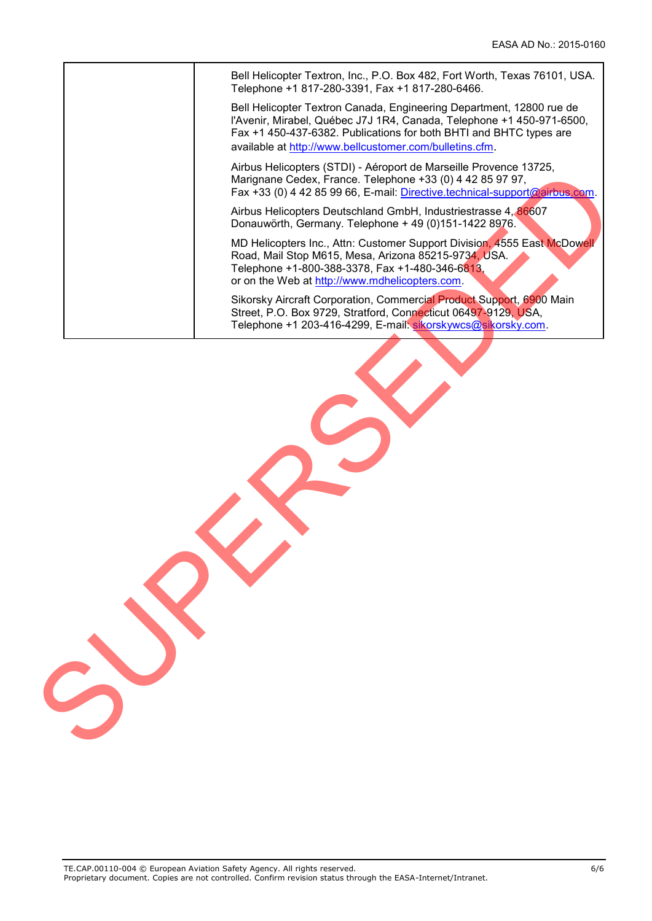| | |
|---|---|
| | Bell Helicopter Textron, Inc., P.O. Box 482, Fort Worth, Texas 76101, USA. Telephone +1 817-280-3391, Fax +1 817-280-6466.<br><br>Bell Helicopter Textron Canada, Engineering Department, 12800 rue de l'Avenir, Mirabel, Québec J7J 1R4, Canada, Telephone +1 450-971-6500, Fax +1 450-437-6382. Publications for both BHTI and BHTC types are available at http://www.bellcustomer.com/bulletins.cfm.<br><br>Airbus Helicopters (STDI) - Aéroport de Marseille Provence 13725, Marignane Cedex, France. Telephone +33 (0) 4 42 85 97 97, Fax +33 (0) 4 42 85 99 66, E-mail: Directive.technical-support@airbus.com.<br><br>Airbus Helicopters Deutschland GmbH, Industriestrasse 4, 86607 Donauwörth, Germany. Telephone + 49 (0)151-1422 8976.<br><br>MD Helicopters Inc., Attn: Customer Support Division, 4555 East McDowell Road, Mail Stop M615, Mesa, Arizona 85215-9734, USA. Telephone +1-800-388-3378, Fax +1-480-346-6813, or on the Web at http://www.mdhelicopters.com.<br><br>Sikorsky Aircraft Corporation, Commercial Product Support, 6900 Main Street, P.O. Box 9729, Stratford, Connecticut 06497-9129, USA, Telephone +1 203-416-4299, E-mail: sikorskywcs@sikorsky.com. |

SUPERSEDED